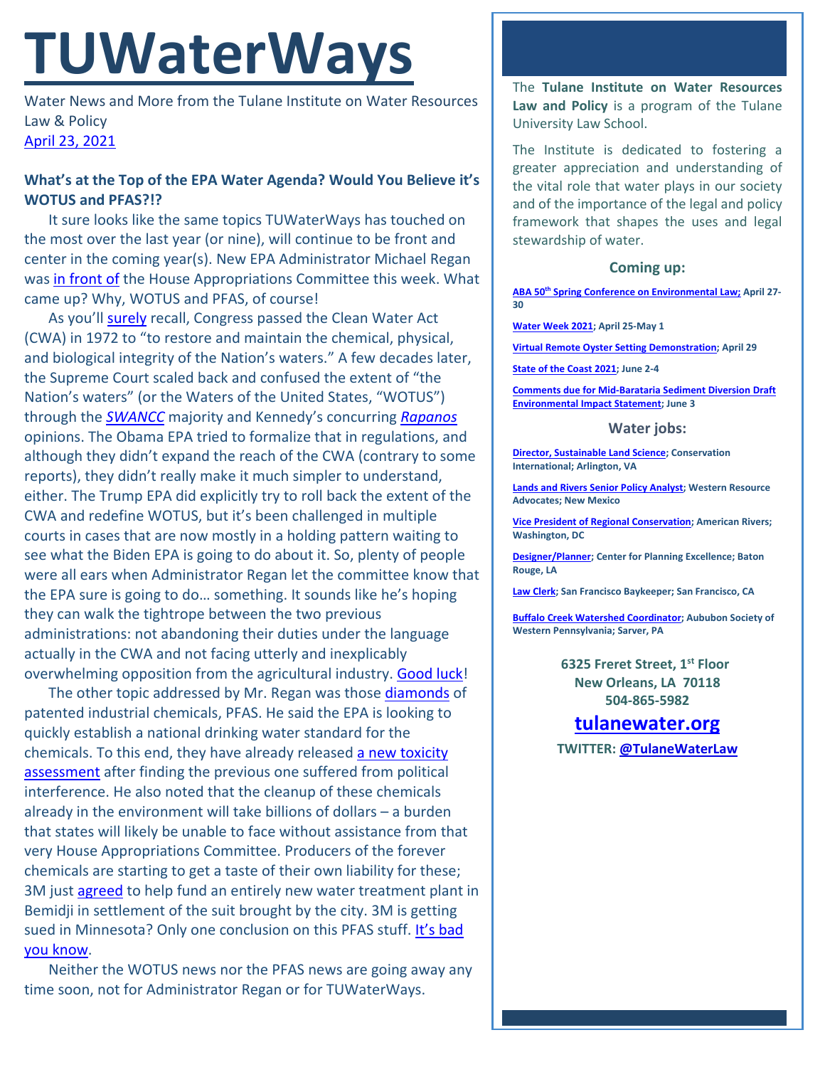# TUWaterWays

Water News and More from the Tulane Institute on Water Resources Law & Policy

April 23, 2021

**What's at the Top of the EPA Water Agenda? Would You Believe it's WOTUS and PFAS?!?**

It sure looks like the same topics TUWaterWays has touched on the most over the last year (or nine), will continue to be front and center in the coming year(s). New EPA Administrator Michael Regan was in front of the House Appropriations Committee this week. What came up? Why, WOTUS and PFAS, of course!

As you'll surely recall, Congress passed the Clean Water Act (CWA) in 1972 to "to restore and maintain the chemical, physical, and biological integrity of the Nation's waters." A few decades later, the Supreme Court scaled back and confused the extent of "the Nation's waters" (or the Waters of the United States, "WOTUS") through the *SWANCC* majority and Kennedy's concurring *Rapanos* opinions. The Obama EPA tried to formalize that in regulations, and although they didn't expand the reach of the CWA (contrary to some reports), they didn't really make it much simpler to understand, either. The Trump EPA did explicitly try to roll back the extent of the CWA and redefine WOTUS, but it's been challenged in multiple courts in cases that are now mostly in a holding pattern waiting to see what the Biden EPA is going to do about it. So, plenty of people were all ears when Administrator Regan let the committee know that the EPA sure is going to do… something. It sounds like he's hoping they can walk the tightrope between the two previous administrations: not abandoning their duties under the language actually in the CWA and not facing utterly and inexplicably overwhelming opposition from the agricultural industry. Good luck!

The other topic addressed by Mr. Regan was those diamonds of patented industrial chemicals, PFAS. He said the EPA is looking to quickly establish a national drinking water standard for the chemicals. To this end, they have already released a new toxicity assessment after finding the previous one suffered from political interference. He also noted that the cleanup of these chemicals already in the environment will take billions of dollars – a burden that states will likely be unable to face without assistance from that very House Appropriations Committee. Producers of the forever chemicals are starting to get a taste of their own liability for these; 3M just agreed to help fund an entirely new water treatment plant in Bemidji in settlement of the suit brought by the city. 3M is getting sued in Minnesota? Only one conclusion on this PFAS stuff. It's bad you know.

Neither the WOTUS news nor the PFAS news are going away any time soon, not for Administrator Regan or for TUWaterWays.

The **Tulane Institute on Water Resources Law and Policy** is a program of the Tulane University Law School.

The Institute is dedicated to fostering a greater appreciation and understanding of the vital role that water plays in our society and of the importance of the legal and policy framework that shapes the uses and legal stewardship of water.

## Coming up:

**ABA 50th Spring Conference on Environmental Law; April 27-30**

**Water Week 2021; April 25-May 1**

**Virtual Remote Oyster Setting Demonstration; April 29**

**State of the Coast 2021; June 2-4**

**Comments due for Mid-Barataria Sediment Diversion Draft Environmental Impact Statement; June 3**

## Water jobs:

**Director, Sustainable Land Science; Conservation International; Arlington, VA**

**Lands and Rivers Senior Policy Analyst; Western Resource Advocates; New Mexico**

**Vice President of Regional Conservation; American Rivers; Washington, DC**

**Designer/Planner; Center for Planning Excellence; Baton Rouge, LA**

**Law Clerk; San Francisco Baykeeper; San Francisco, CA**

**Buffalo Creek Watershed Coordinator; Aububon Society of Western Pennsylvania; Sarver, PA**

**6325 Freret Street, 1st Floor**
**New Orleans, LA 70118**
**504-865-5982**

**tulanewater.org**

**TWITTER: @TulaneWaterLaw**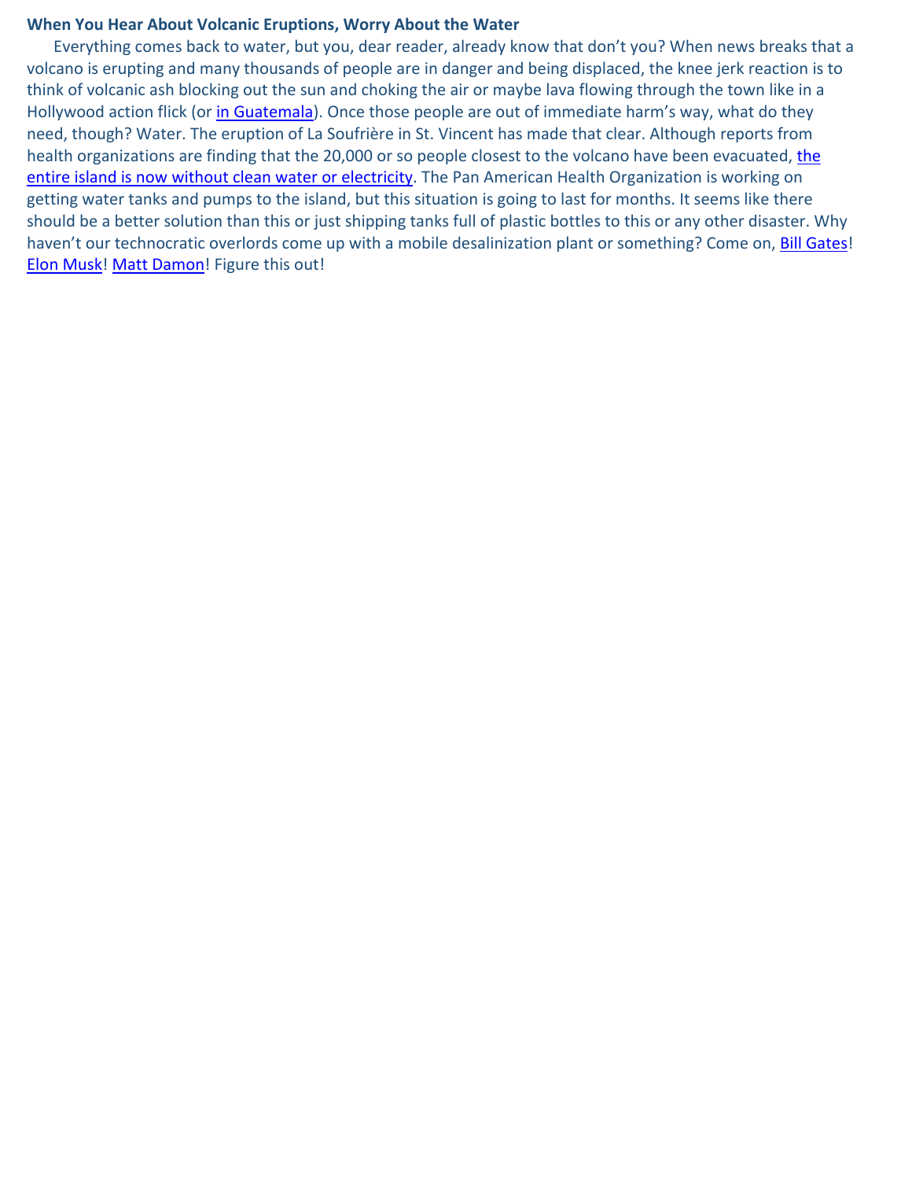**When You Hear About Volcanic Eruptions, Worry About the Water**

Everything comes back to water, but you, dear reader, already know that don't you? When news breaks that a volcano is erupting and many thousands of people are in danger and being displaced, the knee jerk reaction is to think of volcanic ash blocking out the sun and choking the air or maybe lava flowing through the town like in a Hollywood action flick (or in Guatemala). Once those people are out of immediate harm's way, what do they need, though? Water. The eruption of La Soufrière in St. Vincent has made that clear. Although reports from health organizations are finding that the 20,000 or so people closest to the volcano have been evacuated, the entire island is now without clean water or electricity. The Pan American Health Organization is working on getting water tanks and pumps to the island, but this situation is going to last for months. It seems like there should be a better solution than this or just shipping tanks full of plastic bottles to this or any other disaster. Why haven't our technocratic overlords come up with a mobile desalinization plant or something? Come on, Bill Gates! Elon Musk! Matt Damon! Figure this out!